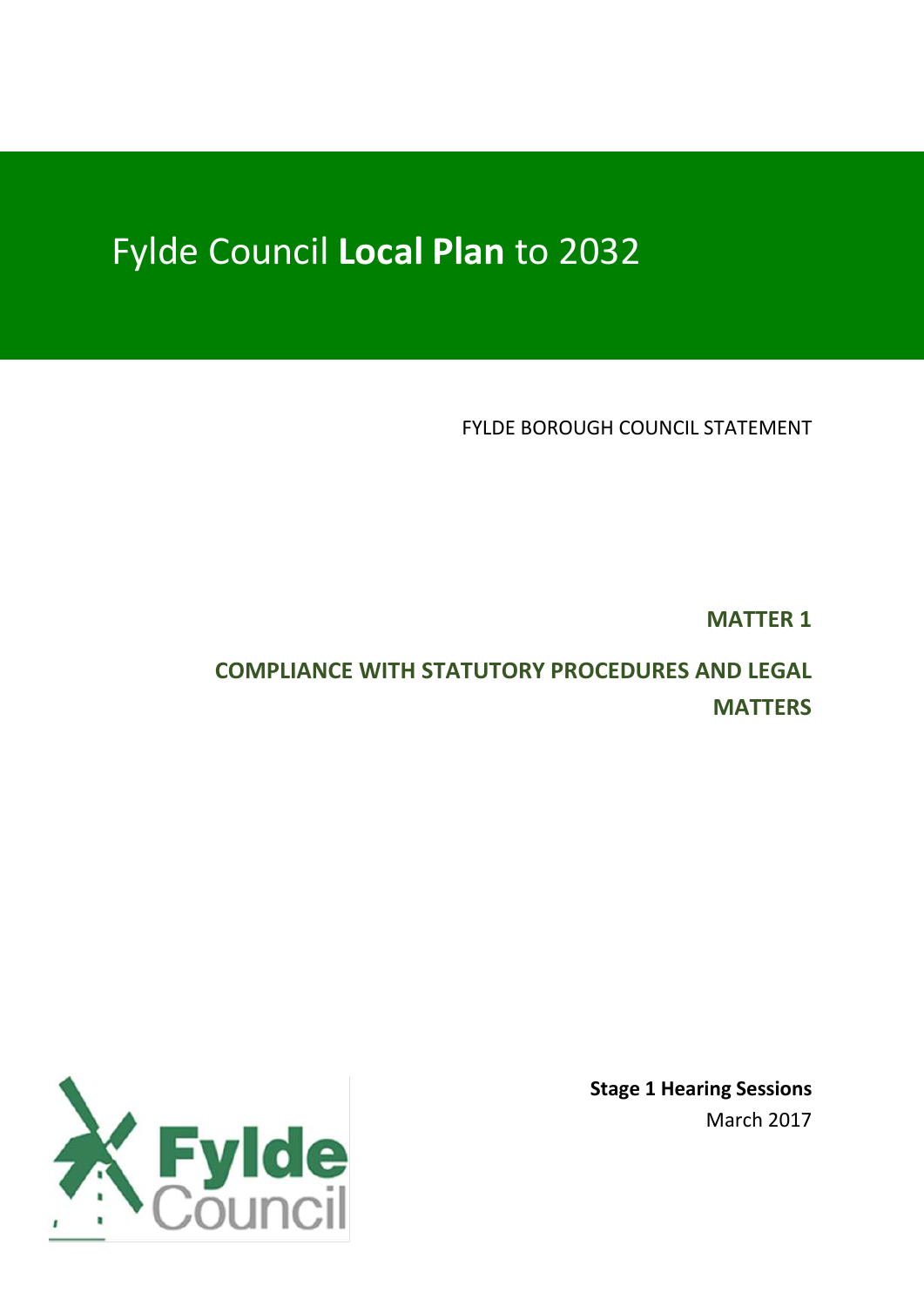# Fylde Council **Local Plan** to 2032

FYLDE BOROUGH COUNCIL STATEMENT

## MATTER 1

## COMPLIANCE WITH STATUTORY PROCEDURES AND LEGAL MATTERS

**Stage 1 Hearing Sessions**

March 2017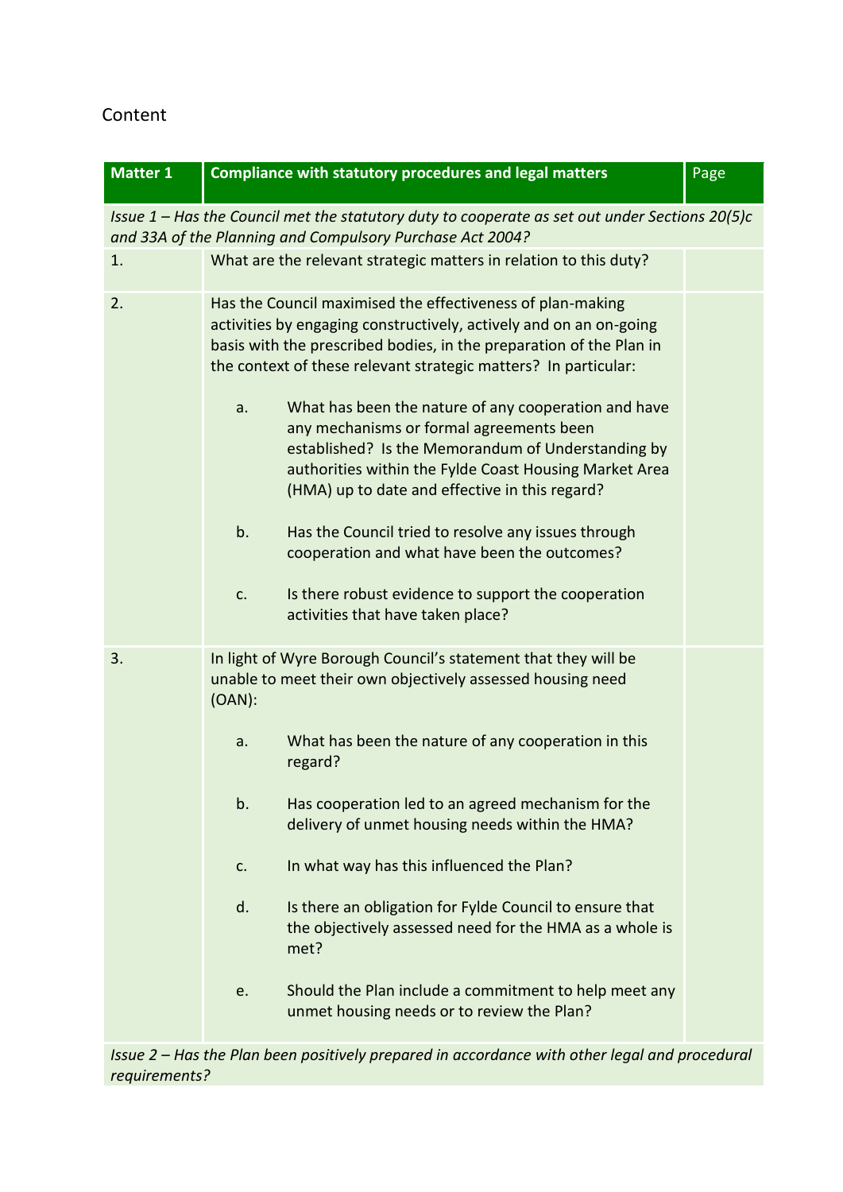Content

| Matter 1 | Compliance with statutory procedures and legal matters | Page |
|---|---|---|
| *Issue 1 – Has the Council met the statutory duty to cooperate as set out under Sections 20(5)c and 33A of the Planning and Compulsory Purchase Act 2004?* | | |
| 1. | What are the relevant strategic matters in relation to this duty? | |
| 2. | Has the Council maximised the effectiveness of plan-making activities by engaging constructively, actively and on an on-going basis with the prescribed bodies, in the preparation of the Plan in the context of these relevant strategic matters? In particular:<br><br>a. What has been the nature of any cooperation and have any mechanisms or formal agreements been established? Is the Memorandum of Understanding by authorities within the Fylde Coast Housing Market Area (HMA) up to date and effective in this regard?<br><br>b. Has the Council tried to resolve any issues through cooperation and what have been the outcomes?<br><br>c. Is there robust evidence to support the cooperation activities that have taken place? | |
| 3. | In light of Wyre Borough Council's statement that they will be unable to meet their own objectively assessed housing need (OAN):<br><br>a. What has been the nature of any cooperation in this regard?<br><br>b. Has cooperation led to an agreed mechanism for the delivery of unmet housing needs within the HMA?<br><br>c. In what way has this influenced the Plan?<br><br>d. Is there an obligation for Fylde Council to ensure that the objectively assessed need for the HMA as a whole is met?<br><br>e. Should the Plan include a commitment to help meet any unmet housing needs or to review the Plan? | |
| *Issue 2 – Has the Plan been positively prepared in accordance with other legal and procedural requirements?* | | |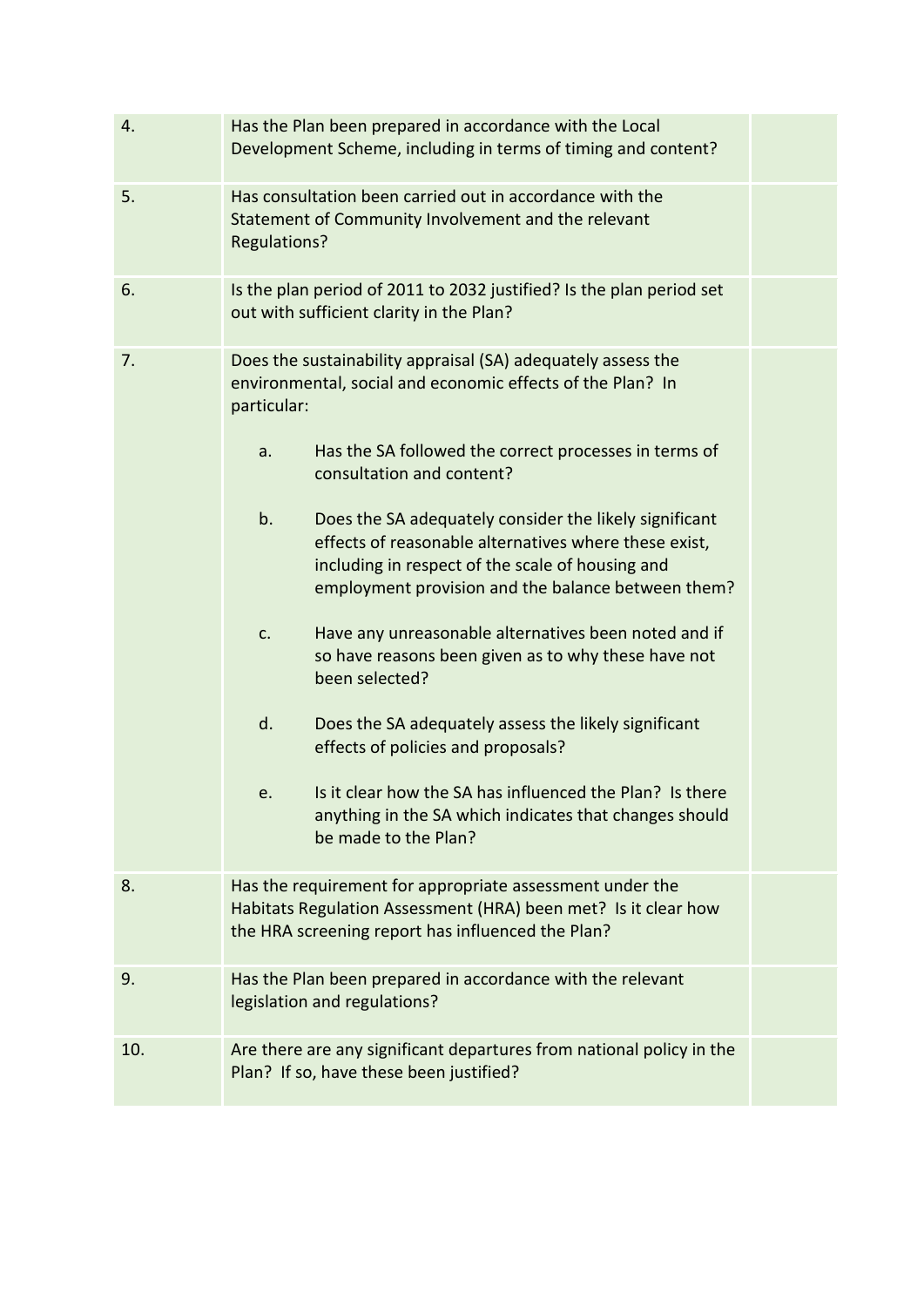| | | |
|---|---|---|
| 4. | Has the Plan been prepared in accordance with the Local Development Scheme, including in terms of timing and content? | |
| 5. | Has consultation been carried out in accordance with the Statement of Community Involvement and the relevant Regulations? | |
| 6. | Is the plan period of 2011 to 2032 justified? Is the plan period set out with sufficient clarity in the Plan? | |
| 7. | Does the sustainability appraisal (SA) adequately assess the environmental, social and economic effects of the Plan? In particular:<br><br>a. Has the SA followed the correct processes in terms of consultation and content?<br><br>b. Does the SA adequately consider the likely significant effects of reasonable alternatives where these exist, including in respect of the scale of housing and employment provision and the balance between them?<br><br>c. Have any unreasonable alternatives been noted and if so have reasons been given as to why these have not been selected?<br><br>d. Does the SA adequately assess the likely significant effects of policies and proposals?<br><br>e. Is it clear how the SA has influenced the Plan? Is there anything in the SA which indicates that changes should be made to the Plan? | |
| 8. | Has the requirement for appropriate assessment under the Habitats Regulation Assessment (HRA) been met? Is it clear how the HRA screening report has influenced the Plan? | |
| 9. | Has the Plan been prepared in accordance with the relevant legislation and regulations? | |
| 10. | Are there are any significant departures from national policy in the Plan? If so, have these been justified? | |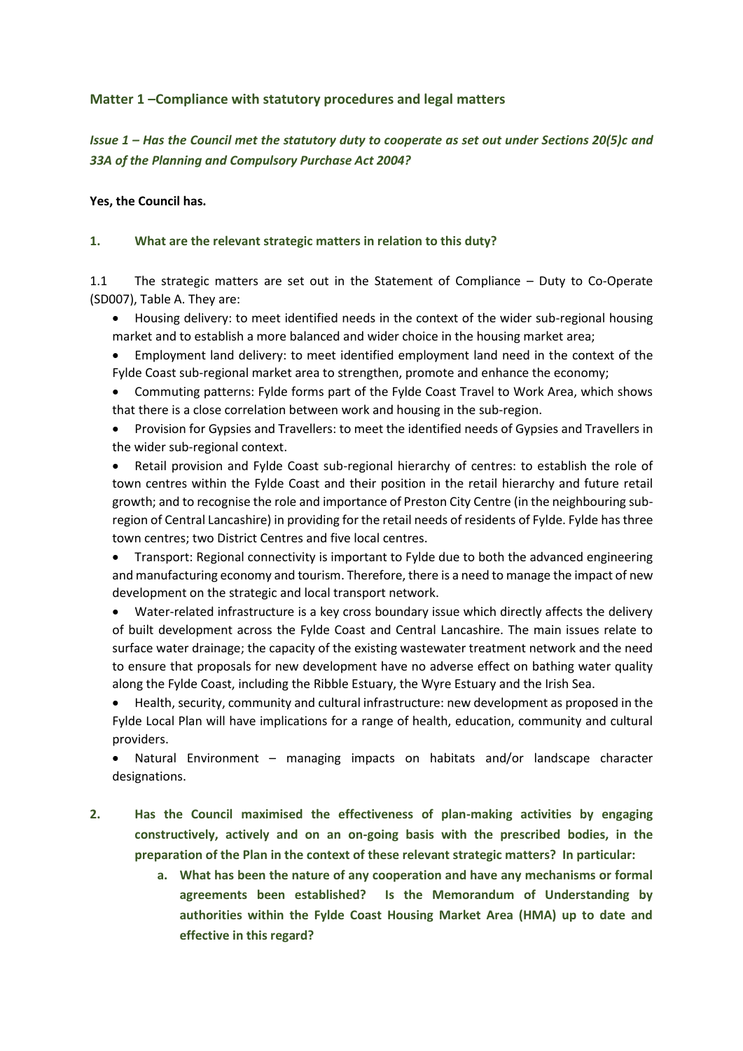## Matter 1 –Compliance with statutory procedures and legal matters

### *Issue 1 – Has the Council met the statutory duty to cooperate as set out under Sections 20(5)c and 33A of the Planning and Compulsory Purchase Act 2004?*

**Yes, the Council has.**

#### 1. What are the relevant strategic matters in relation to this duty?

1.1 The strategic matters are set out in the Statement of Compliance – Duty to Co-Operate (SD007), Table A. They are:

- Housing delivery: to meet identified needs in the context of the wider sub-regional housing market and to establish a more balanced and wider choice in the housing market area;
- Employment land delivery: to meet identified employment land need in the context of the Fylde Coast sub-regional market area to strengthen, promote and enhance the economy;
- Commuting patterns: Fylde forms part of the Fylde Coast Travel to Work Area, which shows that there is a close correlation between work and housing in the sub-region.
- Provision for Gypsies and Travellers: to meet the identified needs of Gypsies and Travellers in the wider sub-regional context.
- Retail provision and Fylde Coast sub-regional hierarchy of centres: to establish the role of town centres within the Fylde Coast and their position in the retail hierarchy and future retail growth; and to recognise the role and importance of Preston City Centre (in the neighbouring sub-region of Central Lancashire) in providing for the retail needs of residents of Fylde. Fylde has three town centres; two District Centres and five local centres.
- Transport: Regional connectivity is important to Fylde due to both the advanced engineering and manufacturing economy and tourism. Therefore, there is a need to manage the impact of new development on the strategic and local transport network.
- Water-related infrastructure is a key cross boundary issue which directly affects the delivery of built development across the Fylde Coast and Central Lancashire. The main issues relate to surface water drainage; the capacity of the existing wastewater treatment network and the need to ensure that proposals for new development have no adverse effect on bathing water quality along the Fylde Coast, including the Ribble Estuary, the Wyre Estuary and the Irish Sea.
- Health, security, community and cultural infrastructure: new development as proposed in the Fylde Local Plan will have implications for a range of health, education, community and cultural providers.
- Natural Environment – managing impacts on habitats and/or landscape character designations.

#### 2. Has the Council maximised the effectiveness of plan-making activities by engaging constructively, actively and on an on-going basis with the prescribed bodies, in the preparation of the Plan in the context of these relevant strategic matters? In particular:

**a. What has been the nature of any cooperation and have any mechanisms or formal agreements been established? Is the Memorandum of Understanding by authorities within the Fylde Coast Housing Market Area (HMA) up to date and effective in this regard?**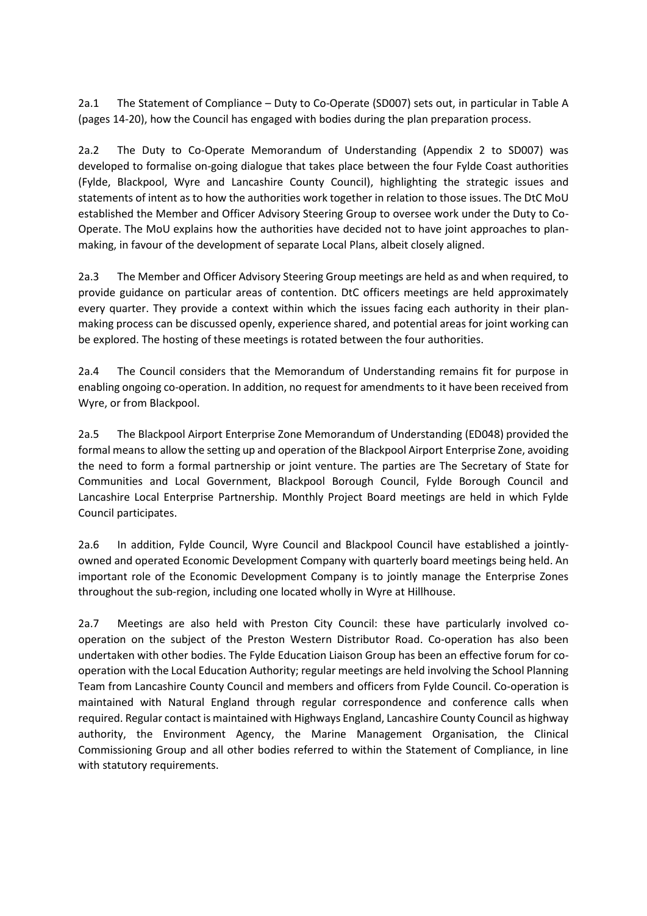2a.1 The Statement of Compliance – Duty to Co-Operate (SD007) sets out, in particular in Table A (pages 14-20), how the Council has engaged with bodies during the plan preparation process.

2a.2 The Duty to Co-Operate Memorandum of Understanding (Appendix 2 to SD007) was developed to formalise on-going dialogue that takes place between the four Fylde Coast authorities (Fylde, Blackpool, Wyre and Lancashire County Council), highlighting the strategic issues and statements of intent as to how the authorities work together in relation to those issues. The DtC MoU established the Member and Officer Advisory Steering Group to oversee work under the Duty to Co-Operate. The MoU explains how the authorities have decided not to have joint approaches to plan-making, in favour of the development of separate Local Plans, albeit closely aligned.

2a.3 The Member and Officer Advisory Steering Group meetings are held as and when required, to provide guidance on particular areas of contention. DtC officers meetings are held approximately every quarter. They provide a context within which the issues facing each authority in their plan-making process can be discussed openly, experience shared, and potential areas for joint working can be explored. The hosting of these meetings is rotated between the four authorities.

2a.4 The Council considers that the Memorandum of Understanding remains fit for purpose in enabling ongoing co-operation. In addition, no request for amendments to it have been received from Wyre, or from Blackpool.

2a.5 The Blackpool Airport Enterprise Zone Memorandum of Understanding (ED048) provided the formal means to allow the setting up and operation of the Blackpool Airport Enterprise Zone, avoiding the need to form a formal partnership or joint venture. The parties are The Secretary of State for Communities and Local Government, Blackpool Borough Council, Fylde Borough Council and Lancashire Local Enterprise Partnership. Monthly Project Board meetings are held in which Fylde Council participates.

2a.6 In addition, Fylde Council, Wyre Council and Blackpool Council have established a jointly-owned and operated Economic Development Company with quarterly board meetings being held. An important role of the Economic Development Company is to jointly manage the Enterprise Zones throughout the sub-region, including one located wholly in Wyre at Hillhouse.

2a.7 Meetings are also held with Preston City Council: these have particularly involved co-operation on the subject of the Preston Western Distributor Road. Co-operation has also been undertaken with other bodies. The Fylde Education Liaison Group has been an effective forum for co-operation with the Local Education Authority; regular meetings are held involving the School Planning Team from Lancashire County Council and members and officers from Fylde Council. Co-operation is maintained with Natural England through regular correspondence and conference calls when required. Regular contact is maintained with Highways England, Lancashire County Council as highway authority, the Environment Agency, the Marine Management Organisation, the Clinical Commissioning Group and all other bodies referred to within the Statement of Compliance, in line with statutory requirements.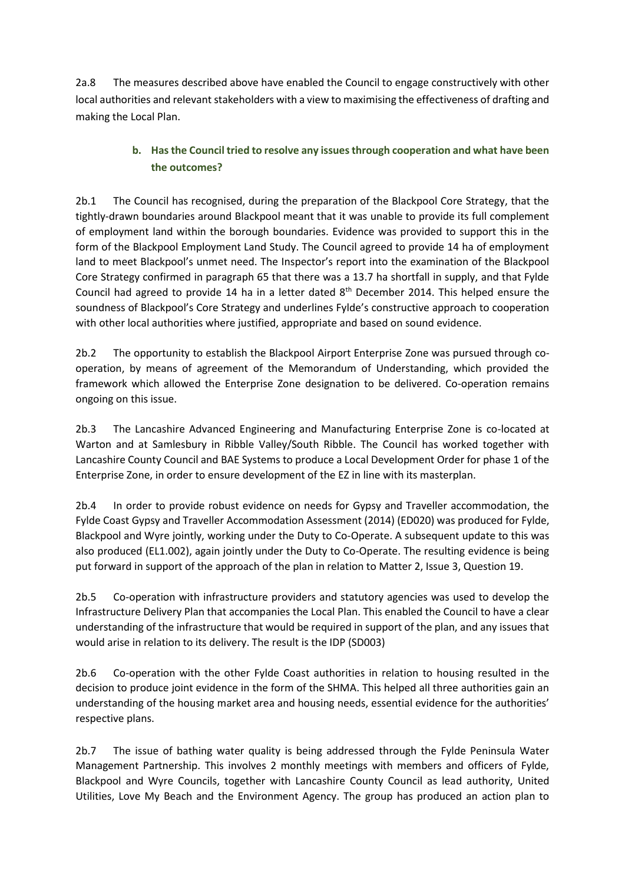2a.8 The measures described above have enabled the Council to engage constructively with other local authorities and relevant stakeholders with a view to maximising the effectiveness of drafting and making the Local Plan.

### b. Has the Council tried to resolve any issues through cooperation and what have been the outcomes?

2b.1 The Council has recognised, during the preparation of the Blackpool Core Strategy, that the tightly-drawn boundaries around Blackpool meant that it was unable to provide its full complement of employment land within the borough boundaries. Evidence was provided to support this in the form of the Blackpool Employment Land Study. The Council agreed to provide 14 ha of employment land to meet Blackpool's unmet need. The Inspector's report into the examination of the Blackpool Core Strategy confirmed in paragraph 65 that there was a 13.7 ha shortfall in supply, and that Fylde Council had agreed to provide 14 ha in a letter dated 8th December 2014. This helped ensure the soundness of Blackpool's Core Strategy and underlines Fylde's constructive approach to cooperation with other local authorities where justified, appropriate and based on sound evidence.

2b.2 The opportunity to establish the Blackpool Airport Enterprise Zone was pursued through co-operation, by means of agreement of the Memorandum of Understanding, which provided the framework which allowed the Enterprise Zone designation to be delivered. Co-operation remains ongoing on this issue.

2b.3 The Lancashire Advanced Engineering and Manufacturing Enterprise Zone is co-located at Warton and at Samlesbury in Ribble Valley/South Ribble. The Council has worked together with Lancashire County Council and BAE Systems to produce a Local Development Order for phase 1 of the Enterprise Zone, in order to ensure development of the EZ in line with its masterplan.

2b.4 In order to provide robust evidence on needs for Gypsy and Traveller accommodation, the Fylde Coast Gypsy and Traveller Accommodation Assessment (2014) (ED020) was produced for Fylde, Blackpool and Wyre jointly, working under the Duty to Co-Operate. A subsequent update to this was also produced (EL1.002), again jointly under the Duty to Co-Operate. The resulting evidence is being put forward in support of the approach of the plan in relation to Matter 2, Issue 3, Question 19.

2b.5 Co-operation with infrastructure providers and statutory agencies was used to develop the Infrastructure Delivery Plan that accompanies the Local Plan. This enabled the Council to have a clear understanding of the infrastructure that would be required in support of the plan, and any issues that would arise in relation to its delivery. The result is the IDP (SD003)

2b.6 Co-operation with the other Fylde Coast authorities in relation to housing resulted in the decision to produce joint evidence in the form of the SHMA. This helped all three authorities gain an understanding of the housing market area and housing needs, essential evidence for the authorities' respective plans.

2b.7 The issue of bathing water quality is being addressed through the Fylde Peninsula Water Management Partnership. This involves 2 monthly meetings with members and officers of Fylde, Blackpool and Wyre Councils, together with Lancashire County Council as lead authority, United Utilities, Love My Beach and the Environment Agency. The group has produced an action plan to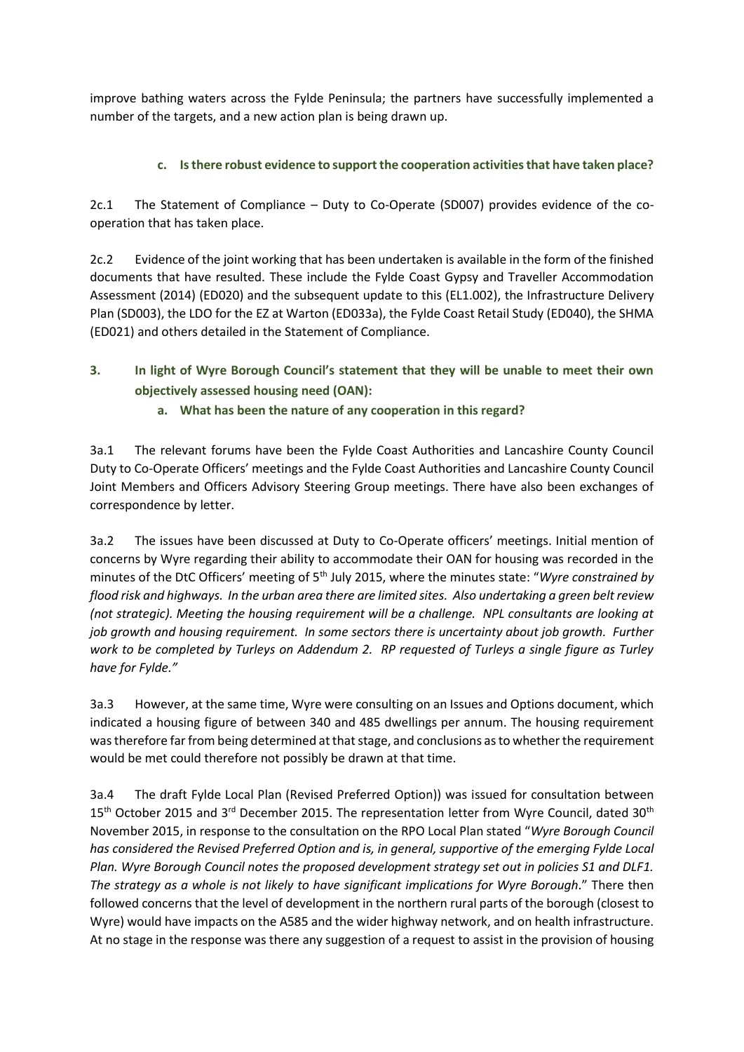improve bathing waters across the Fylde Peninsula; the partners have successfully implemented a number of the targets, and a new action plan is being drawn up.

#### c. Is there robust evidence to support the cooperation activities that have taken place?

2c.1 The Statement of Compliance – Duty to Co-Operate (SD007) provides evidence of the co-operation that has taken place.

2c.2 Evidence of the joint working that has been undertaken is available in the form of the finished documents that have resulted. These include the Fylde Coast Gypsy and Traveller Accommodation Assessment (2014) (ED020) and the subsequent update to this (EL1.002), the Infrastructure Delivery Plan (SD003), the LDO for the EZ at Warton (ED033a), the Fylde Coast Retail Study (ED040), the SHMA (ED021) and others detailed in the Statement of Compliance.

### 3. In light of Wyre Borough Council's statement that they will be unable to meet their own objectively assessed housing need (OAN):

#### a. What has been the nature of any cooperation in this regard?

3a.1 The relevant forums have been the Fylde Coast Authorities and Lancashire County Council Duty to Co-Operate Officers' meetings and the Fylde Coast Authorities and Lancashire County Council Joint Members and Officers Advisory Steering Group meetings. There have also been exchanges of correspondence by letter.

3a.2 The issues have been discussed at Duty to Co-Operate officers' meetings. Initial mention of concerns by Wyre regarding their ability to accommodate their OAN for housing was recorded in the minutes of the DtC Officers' meeting of 5th July 2015, where the minutes state: "*Wyre constrained by flood risk and highways. In the urban area there are limited sites. Also undertaking a green belt review (not strategic). Meeting the housing requirement will be a challenge. NPL consultants are looking at job growth and housing requirement. In some sectors there is uncertainty about job growth. Further work to be completed by Turleys on Addendum 2. RP requested of Turleys a single figure as Turley have for Fylde.*"

3a.3 However, at the same time, Wyre were consulting on an Issues and Options document, which indicated a housing figure of between 340 and 485 dwellings per annum. The housing requirement was therefore far from being determined at that stage, and conclusions as to whether the requirement would be met could therefore not possibly be drawn at that time.

3a.4 The draft Fylde Local Plan (Revised Preferred Option)) was issued for consultation between 15th October 2015 and 3rd December 2015. The representation letter from Wyre Council, dated 30th November 2015, in response to the consultation on the RPO Local Plan stated "*Wyre Borough Council has considered the Revised Preferred Option and is, in general, supportive of the emerging Fylde Local Plan. Wyre Borough Council notes the proposed development strategy set out in policies S1 and DLF1. The strategy as a whole is not likely to have significant implications for Wyre Borough*." There then followed concerns that the level of development in the northern rural parts of the borough (closest to Wyre) would have impacts on the A585 and the wider highway network, and on health infrastructure. At no stage in the response was there any suggestion of a request to assist in the provision of housing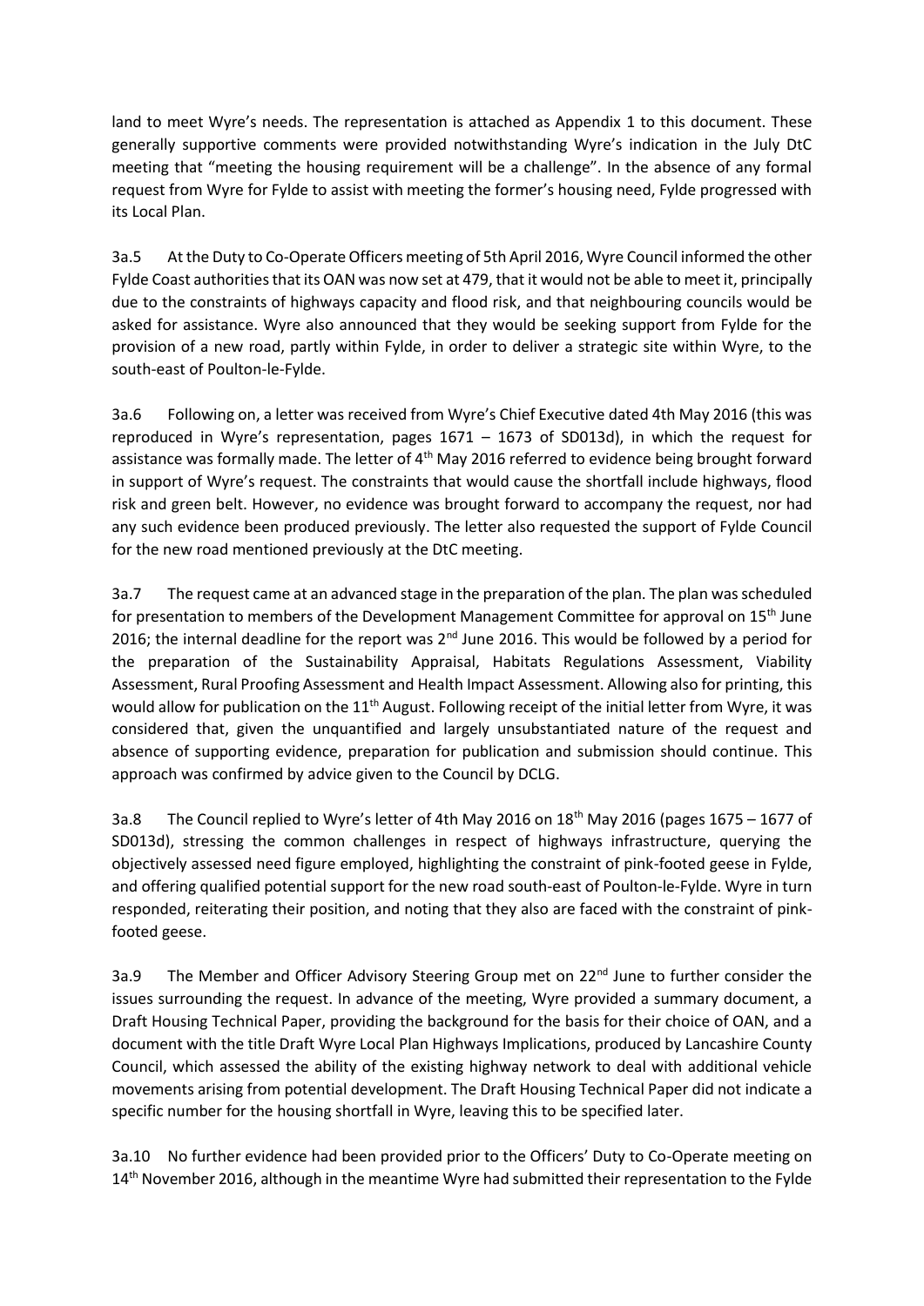land to meet Wyre's needs. The representation is attached as Appendix 1 to this document. These generally supportive comments were provided notwithstanding Wyre's indication in the July DtC meeting that "meeting the housing requirement will be a challenge". In the absence of any formal request from Wyre for Fylde to assist with meeting the former's housing need, Fylde progressed with its Local Plan.

3a.5 At the Duty to Co-Operate Officers meeting of 5th April 2016, Wyre Council informed the other Fylde Coast authorities that its OAN was now set at 479, that it would not be able to meet it, principally due to the constraints of highways capacity and flood risk, and that neighbouring councils would be asked for assistance. Wyre also announced that they would be seeking support from Fylde for the provision of a new road, partly within Fylde, in order to deliver a strategic site within Wyre, to the south-east of Poulton-le-Fylde.

3a.6 Following on, a letter was received from Wyre's Chief Executive dated 4th May 2016 (this was reproduced in Wyre's representation, pages 1671 – 1673 of SD013d), in which the request for assistance was formally made. The letter of 4th May 2016 referred to evidence being brought forward in support of Wyre's request. The constraints that would cause the shortfall include highways, flood risk and green belt. However, no evidence was brought forward to accompany the request, nor had any such evidence been produced previously. The letter also requested the support of Fylde Council for the new road mentioned previously at the DtC meeting.

3a.7 The request came at an advanced stage in the preparation of the plan. The plan was scheduled for presentation to members of the Development Management Committee for approval on 15th June 2016; the internal deadline for the report was 2nd June 2016. This would be followed by a period for the preparation of the Sustainability Appraisal, Habitats Regulations Assessment, Viability Assessment, Rural Proofing Assessment and Health Impact Assessment. Allowing also for printing, this would allow for publication on the 11th August. Following receipt of the initial letter from Wyre, it was considered that, given the unquantified and largely unsubstantiated nature of the request and absence of supporting evidence, preparation for publication and submission should continue. This approach was confirmed by advice given to the Council by DCLG.

3a.8 The Council replied to Wyre's letter of 4th May 2016 on 18th May 2016 (pages 1675 – 1677 of SD013d), stressing the common challenges in respect of highways infrastructure, querying the objectively assessed need figure employed, highlighting the constraint of pink-footed geese in Fylde, and offering qualified potential support for the new road south-east of Poulton-le-Fylde. Wyre in turn responded, reiterating their position, and noting that they also are faced with the constraint of pink-footed geese.

3a.9 The Member and Officer Advisory Steering Group met on 22nd June to further consider the issues surrounding the request. In advance of the meeting, Wyre provided a summary document, a Draft Housing Technical Paper, providing the background for the basis for their choice of OAN, and a document with the title Draft Wyre Local Plan Highways Implications, produced by Lancashire County Council, which assessed the ability of the existing highway network to deal with additional vehicle movements arising from potential development. The Draft Housing Technical Paper did not indicate a specific number for the housing shortfall in Wyre, leaving this to be specified later.

3a.10 No further evidence had been provided prior to the Officers' Duty to Co-Operate meeting on 14th November 2016, although in the meantime Wyre had submitted their representation to the Fylde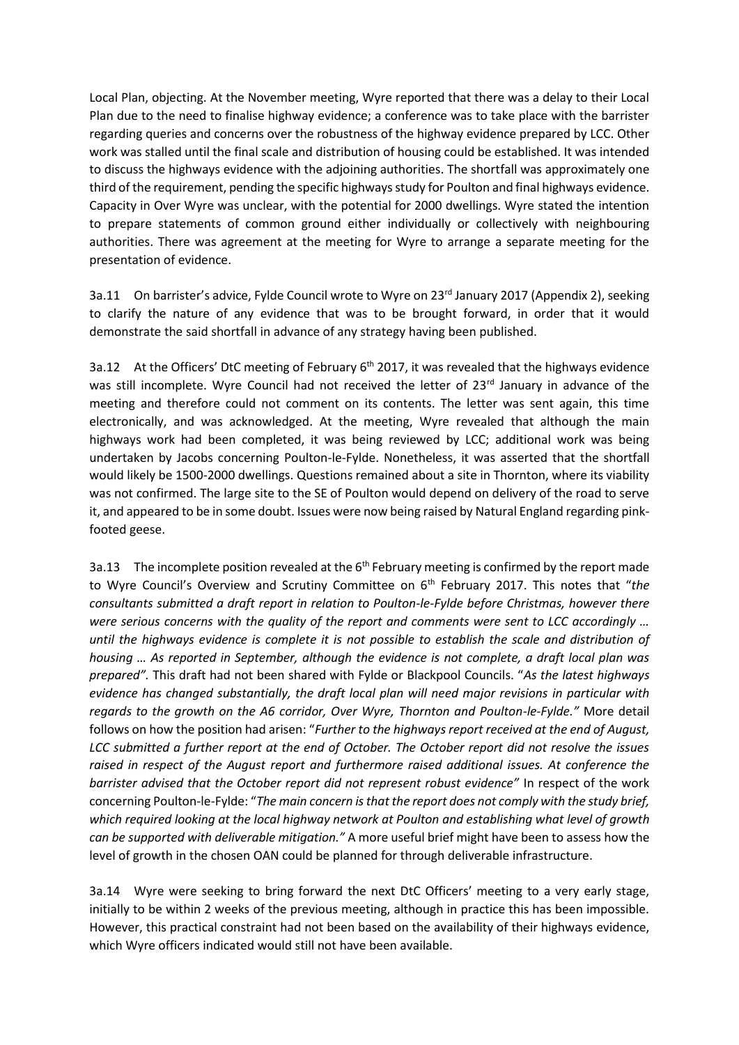Local Plan, objecting. At the November meeting, Wyre reported that there was a delay to their Local Plan due to the need to finalise highway evidence; a conference was to take place with the barrister regarding queries and concerns over the robustness of the highway evidence prepared by LCC. Other work was stalled until the final scale and distribution of housing could be established. It was intended to discuss the highways evidence with the adjoining authorities. The shortfall was approximately one third of the requirement, pending the specific highways study for Poulton and final highways evidence. Capacity in Over Wyre was unclear, with the potential for 2000 dwellings. Wyre stated the intention to prepare statements of common ground either individually or collectively with neighbouring authorities. There was agreement at the meeting for Wyre to arrange a separate meeting for the presentation of evidence.

3a.11 On barrister's advice, Fylde Council wrote to Wyre on 23rd January 2017 (Appendix 2), seeking to clarify the nature of any evidence that was to be brought forward, in order that it would demonstrate the said shortfall in advance of any strategy having been published.

3a.12 At the Officers' DtC meeting of February 6th 2017, it was revealed that the highways evidence was still incomplete. Wyre Council had not received the letter of 23rd January in advance of the meeting and therefore could not comment on its contents. The letter was sent again, this time electronically, and was acknowledged. At the meeting, Wyre revealed that although the main highways work had been completed, it was being reviewed by LCC; additional work was being undertaken by Jacobs concerning Poulton-le-Fylde. Nonetheless, it was asserted that the shortfall would likely be 1500-2000 dwellings. Questions remained about a site in Thornton, where its viability was not confirmed. The large site to the SE of Poulton would depend on delivery of the road to serve it, and appeared to be in some doubt. Issues were now being raised by Natural England regarding pink-footed geese.

3a.13 The incomplete position revealed at the 6th February meeting is confirmed by the report made to Wyre Council's Overview and Scrutiny Committee on 6th February 2017. This notes that "*the consultants submitted a draft report in relation to Poulton-le-Fylde before Christmas, however there were serious concerns with the quality of the report and comments were sent to LCC accordingly … until the highways evidence is complete it is not possible to establish the scale and distribution of housing … As reported in September, although the evidence is not complete, a draft local plan was prepared".* This draft had not been shared with Fylde or Blackpool Councils. "*As the latest highways evidence has changed substantially, the draft local plan will need major revisions in particular with regards to the growth on the A6 corridor, Over Wyre, Thornton and Poulton-le-Fylde."* More detail follows on how the position had arisen: "*Further to the highways report received at the end of August, LCC submitted a further report at the end of October. The October report did not resolve the issues raised in respect of the August report and furthermore raised additional issues. At conference the barrister advised that the October report did not represent robust evidence"* In respect of the work concerning Poulton-le-Fylde: "*The main concern is that the report does not comply with the study brief, which required looking at the local highway network at Poulton and establishing what level of growth can be supported with deliverable mitigation."* A more useful brief might have been to assess how the level of growth in the chosen OAN could be planned for through deliverable infrastructure.

3a.14 Wyre were seeking to bring forward the next DtC Officers' meeting to a very early stage, initially to be within 2 weeks of the previous meeting, although in practice this has been impossible. However, this practical constraint had not been based on the availability of their highways evidence, which Wyre officers indicated would still not have been available.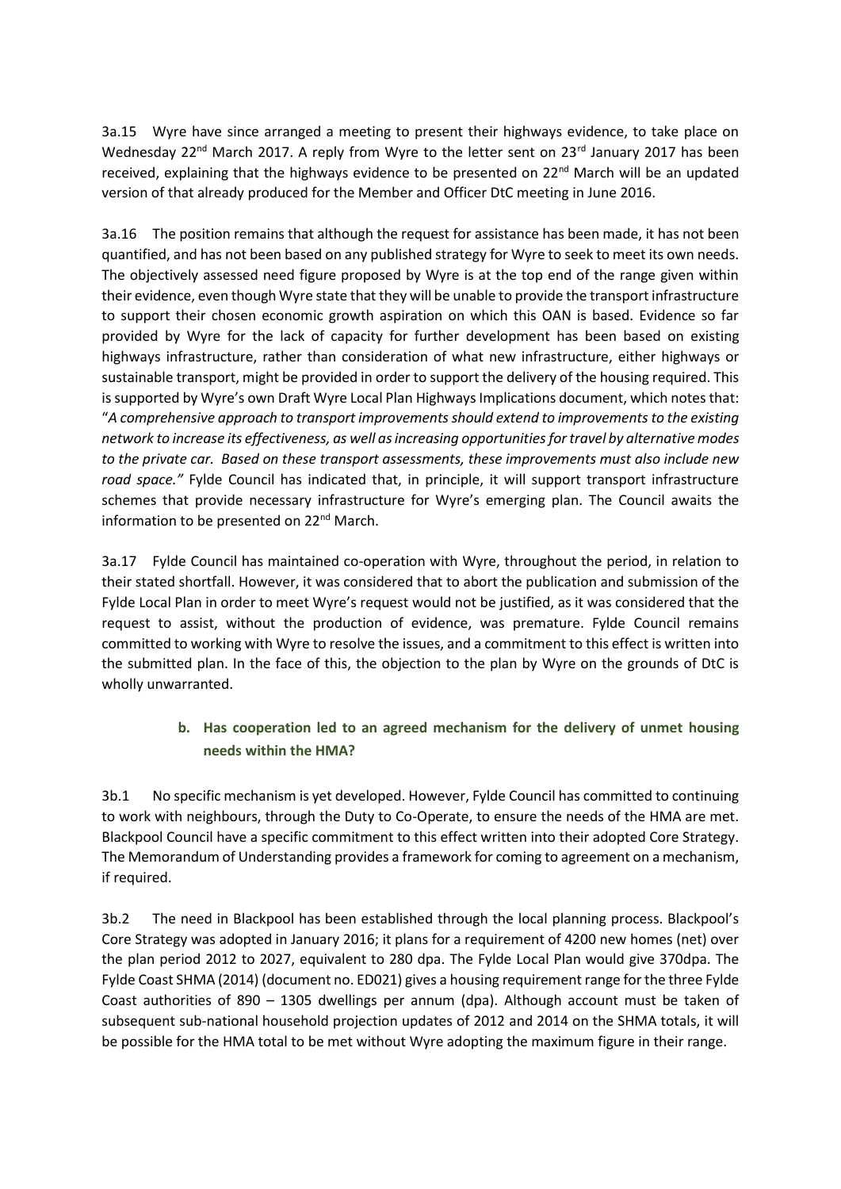3a.15 Wyre have since arranged a meeting to present their highways evidence, to take place on Wednesday 22nd March 2017. A reply from Wyre to the letter sent on 23rd January 2017 has been received, explaining that the highways evidence to be presented on 22nd March will be an updated version of that already produced for the Member and Officer DtC meeting in June 2016.

3a.16 The position remains that although the request for assistance has been made, it has not been quantified, and has not been based on any published strategy for Wyre to seek to meet its own needs. The objectively assessed need figure proposed by Wyre is at the top end of the range given within their evidence, even though Wyre state that they will be unable to provide the transport infrastructure to support their chosen economic growth aspiration on which this OAN is based. Evidence so far provided by Wyre for the lack of capacity for further development has been based on existing highways infrastructure, rather than consideration of what new infrastructure, either highways or sustainable transport, might be provided in order to support the delivery of the housing required. This is supported by Wyre's own Draft Wyre Local Plan Highways Implications document, which notes that: "*A comprehensive approach to transport improvements should extend to improvements to the existing network to increase its effectiveness, as well as increasing opportunities for travel by alternative modes to the private car. Based on these transport assessments, these improvements must also include new road space.*" Fylde Council has indicated that, in principle, it will support transport infrastructure schemes that provide necessary infrastructure for Wyre's emerging plan. The Council awaits the information to be presented on 22nd March.

3a.17 Fylde Council has maintained co-operation with Wyre, throughout the period, in relation to their stated shortfall. However, it was considered that to abort the publication and submission of the Fylde Local Plan in order to meet Wyre's request would not be justified, as it was considered that the request to assist, without the production of evidence, was premature. Fylde Council remains committed to working with Wyre to resolve the issues, and a commitment to this effect is written into the submitted plan. In the face of this, the objection to the plan by Wyre on the grounds of DtC is wholly unwarranted.

### b. Has cooperation led to an agreed mechanism for the delivery of unmet housing needs within the HMA?

3b.1 No specific mechanism is yet developed. However, Fylde Council has committed to continuing to work with neighbours, through the Duty to Co-Operate, to ensure the needs of the HMA are met. Blackpool Council have a specific commitment to this effect written into their adopted Core Strategy. The Memorandum of Understanding provides a framework for coming to agreement on a mechanism, if required.

3b.2 The need in Blackpool has been established through the local planning process. Blackpool's Core Strategy was adopted in January 2016; it plans for a requirement of 4200 new homes (net) over the plan period 2012 to 2027, equivalent to 280 dpa. The Fylde Local Plan would give 370dpa. The Fylde Coast SHMA (2014) (document no. ED021) gives a housing requirement range for the three Fylde Coast authorities of 890 – 1305 dwellings per annum (dpa). Although account must be taken of subsequent sub-national household projection updates of 2012 and 2014 on the SHMA totals, it will be possible for the HMA total to be met without Wyre adopting the maximum figure in their range.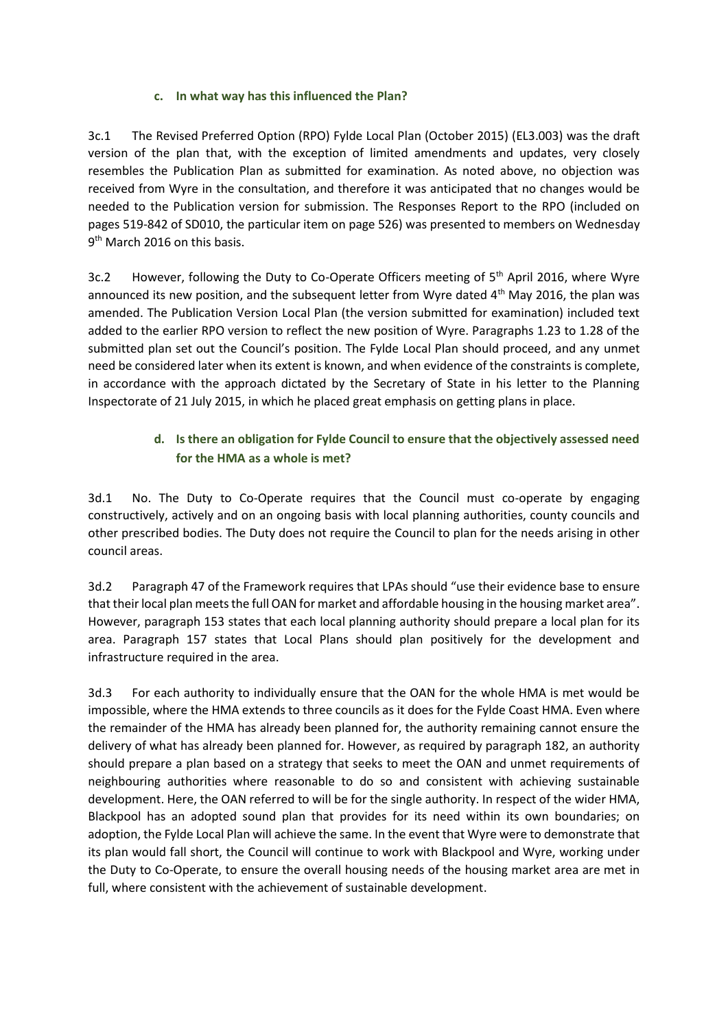### c. In what way has this influenced the Plan?

3c.1 The Revised Preferred Option (RPO) Fylde Local Plan (October 2015) (EL3.003) was the draft version of the plan that, with the exception of limited amendments and updates, very closely resembles the Publication Plan as submitted for examination. As noted above, no objection was received from Wyre in the consultation, and therefore it was anticipated that no changes would be needed to the Publication version for submission. The Responses Report to the RPO (included on pages 519-842 of SD010, the particular item on page 526) was presented to members on Wednesday 9th March 2016 on this basis.

3c.2 However, following the Duty to Co-Operate Officers meeting of 5th April 2016, where Wyre announced its new position, and the subsequent letter from Wyre dated 4th May 2016, the plan was amended. The Publication Version Local Plan (the version submitted for examination) included text added to the earlier RPO version to reflect the new position of Wyre. Paragraphs 1.23 to 1.28 of the submitted plan set out the Council's position. The Fylde Local Plan should proceed, and any unmet need be considered later when its extent is known, and when evidence of the constraints is complete, in accordance with the approach dictated by the Secretary of State in his letter to the Planning Inspectorate of 21 July 2015, in which he placed great emphasis on getting plans in place.

### d. Is there an obligation for Fylde Council to ensure that the objectively assessed need for the HMA as a whole is met?

3d.1 No. The Duty to Co-Operate requires that the Council must co-operate by engaging constructively, actively and on an ongoing basis with local planning authorities, county councils and other prescribed bodies. The Duty does not require the Council to plan for the needs arising in other council areas.

3d.2 Paragraph 47 of the Framework requires that LPAs should "use their evidence base to ensure that their local plan meets the full OAN for market and affordable housing in the housing market area". However, paragraph 153 states that each local planning authority should prepare a local plan for its area. Paragraph 157 states that Local Plans should plan positively for the development and infrastructure required in the area.

3d.3 For each authority to individually ensure that the OAN for the whole HMA is met would be impossible, where the HMA extends to three councils as it does for the Fylde Coast HMA. Even where the remainder of the HMA has already been planned for, the authority remaining cannot ensure the delivery of what has already been planned for. However, as required by paragraph 182, an authority should prepare a plan based on a strategy that seeks to meet the OAN and unmet requirements of neighbouring authorities where reasonable to do so and consistent with achieving sustainable development. Here, the OAN referred to will be for the single authority. In respect of the wider HMA, Blackpool has an adopted sound plan that provides for its need within its own boundaries; on adoption, the Fylde Local Plan will achieve the same. In the event that Wyre were to demonstrate that its plan would fall short, the Council will continue to work with Blackpool and Wyre, working under the Duty to Co-Operate, to ensure the overall housing needs of the housing market area are met in full, where consistent with the achievement of sustainable development.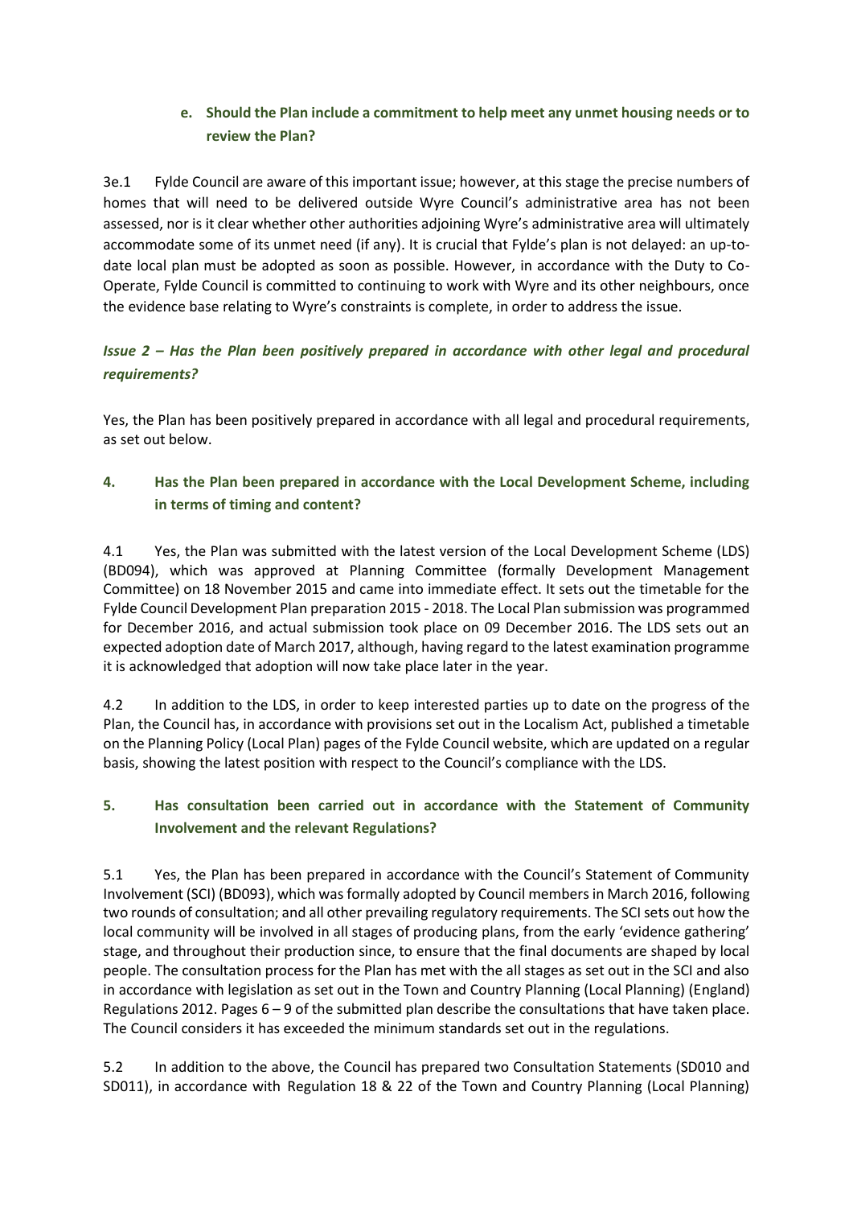### e. Should the Plan include a commitment to help meet any unmet housing needs or to review the Plan?

3e.1 Fylde Council are aware of this important issue; however, at this stage the precise numbers of homes that will need to be delivered outside Wyre Council's administrative area has not been assessed, nor is it clear whether other authorities adjoining Wyre's administrative area will ultimately accommodate some of its unmet need (if any). It is crucial that Fylde's plan is not delayed: an up-to-date local plan must be adopted as soon as possible. However, in accordance with the Duty to Co-Operate, Fylde Council is committed to continuing to work with Wyre and its other neighbours, once the evidence base relating to Wyre's constraints is complete, in order to address the issue.

## *Issue 2 – Has the Plan been positively prepared in accordance with other legal and procedural requirements?*

Yes, the Plan has been positively prepared in accordance with all legal and procedural requirements, as set out below.

### 4. Has the Plan been prepared in accordance with the Local Development Scheme, including in terms of timing and content?

4.1 Yes, the Plan was submitted with the latest version of the Local Development Scheme (LDS) (BD094), which was approved at Planning Committee (formally Development Management Committee) on 18 November 2015 and came into immediate effect. It sets out the timetable for the Fylde Council Development Plan preparation 2015 - 2018. The Local Plan submission was programmed for December 2016, and actual submission took place on 09 December 2016. The LDS sets out an expected adoption date of March 2017, although, having regard to the latest examination programme it is acknowledged that adoption will now take place later in the year.

4.2 In addition to the LDS, in order to keep interested parties up to date on the progress of the Plan, the Council has, in accordance with provisions set out in the Localism Act, published a timetable on the Planning Policy (Local Plan) pages of the Fylde Council website, which are updated on a regular basis, showing the latest position with respect to the Council's compliance with the LDS.

### 5. Has consultation been carried out in accordance with the Statement of Community Involvement and the relevant Regulations?

5.1 Yes, the Plan has been prepared in accordance with the Council's Statement of Community Involvement (SCI) (BD093), which was formally adopted by Council members in March 2016, following two rounds of consultation; and all other prevailing regulatory requirements. The SCI sets out how the local community will be involved in all stages of producing plans, from the early 'evidence gathering' stage, and throughout their production since, to ensure that the final documents are shaped by local people. The consultation process for the Plan has met with the all stages as set out in the SCI and also in accordance with legislation as set out in the Town and Country Planning (Local Planning) (England) Regulations 2012. Pages 6 – 9 of the submitted plan describe the consultations that have taken place. The Council considers it has exceeded the minimum standards set out in the regulations.

5.2 In addition to the above, the Council has prepared two Consultation Statements (SD010 and SD011), in accordance with Regulation 18 & 22 of the Town and Country Planning (Local Planning)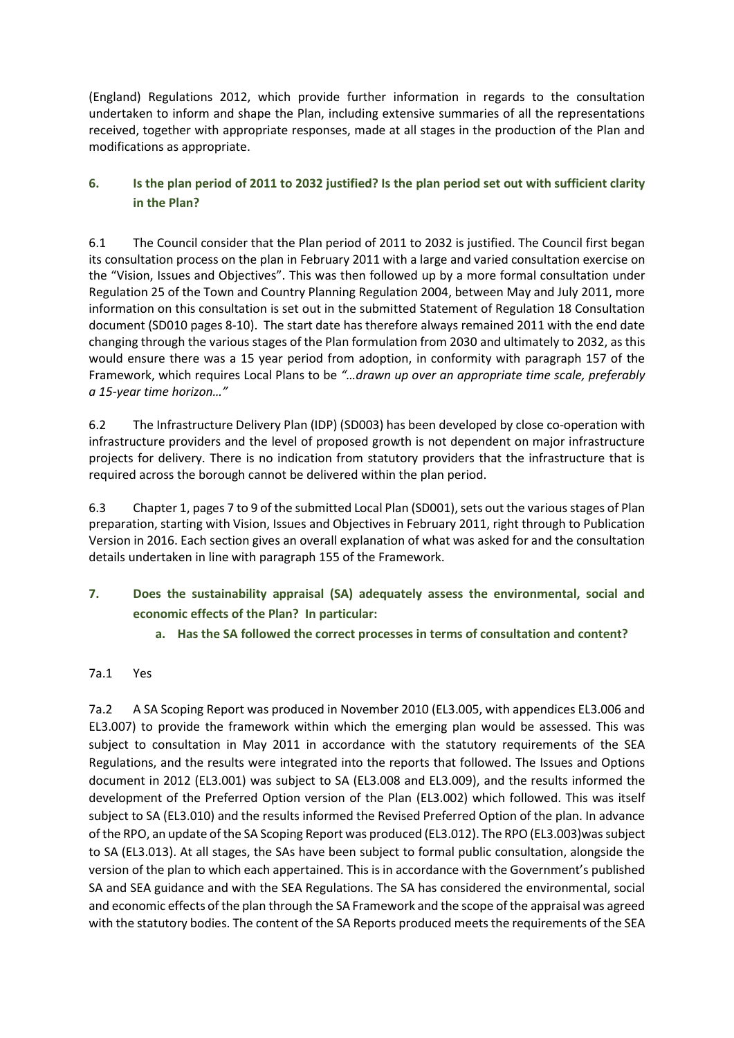(England) Regulations 2012, which provide further information in regards to the consultation undertaken to inform and shape the Plan, including extensive summaries of all the representations received, together with appropriate responses, made at all stages in the production of the Plan and modifications as appropriate.

### 6. Is the plan period of 2011 to 2032 justified? Is the plan period set out with sufficient clarity in the Plan?

6.1 The Council consider that the Plan period of 2011 to 2032 is justified. The Council first began its consultation process on the plan in February 2011 with a large and varied consultation exercise on the "Vision, Issues and Objectives". This was then followed up by a more formal consultation under Regulation 25 of the Town and Country Planning Regulation 2004, between May and July 2011, more information on this consultation is set out in the submitted Statement of Regulation 18 Consultation document (SD010 pages 8-10). The start date has therefore always remained 2011 with the end date changing through the various stages of the Plan formulation from 2030 and ultimately to 2032, as this would ensure there was a 15 year period from adoption, in conformity with paragraph 157 of the Framework, which requires Local Plans to be *"…drawn up over an appropriate time scale, preferably a 15-year time horizon…"*

6.2 The Infrastructure Delivery Plan (IDP) (SD003) has been developed by close co-operation with infrastructure providers and the level of proposed growth is not dependent on major infrastructure projects for delivery. There is no indication from statutory providers that the infrastructure that is required across the borough cannot be delivered within the plan period.

6.3 Chapter 1, pages 7 to 9 of the submitted Local Plan (SD001), sets out the various stages of Plan preparation, starting with Vision, Issues and Objectives in February 2011, right through to Publication Version in 2016. Each section gives an overall explanation of what was asked for and the consultation details undertaken in line with paragraph 155 of the Framework.

### 7. Does the sustainability appraisal (SA) adequately assess the environmental, social and economic effects of the Plan? In particular:

#### a. Has the SA followed the correct processes in terms of consultation and content?

7a.1 Yes

7a.2 A SA Scoping Report was produced in November 2010 (EL3.005, with appendices EL3.006 and EL3.007) to provide the framework within which the emerging plan would be assessed. This was subject to consultation in May 2011 in accordance with the statutory requirements of the SEA Regulations, and the results were integrated into the reports that followed. The Issues and Options document in 2012 (EL3.001) was subject to SA (EL3.008 and EL3.009), and the results informed the development of the Preferred Option version of the Plan (EL3.002) which followed. This was itself subject to SA (EL3.010) and the results informed the Revised Preferred Option of the plan. In advance of the RPO, an update of the SA Scoping Report was produced (EL3.012). The RPO (EL3.003)was subject to SA (EL3.013). At all stages, the SAs have been subject to formal public consultation, alongside the version of the plan to which each appertained. This is in accordance with the Government's published SA and SEA guidance and with the SEA Regulations. The SA has considered the environmental, social and economic effects of the plan through the SA Framework and the scope of the appraisal was agreed with the statutory bodies. The content of the SA Reports produced meets the requirements of the SEA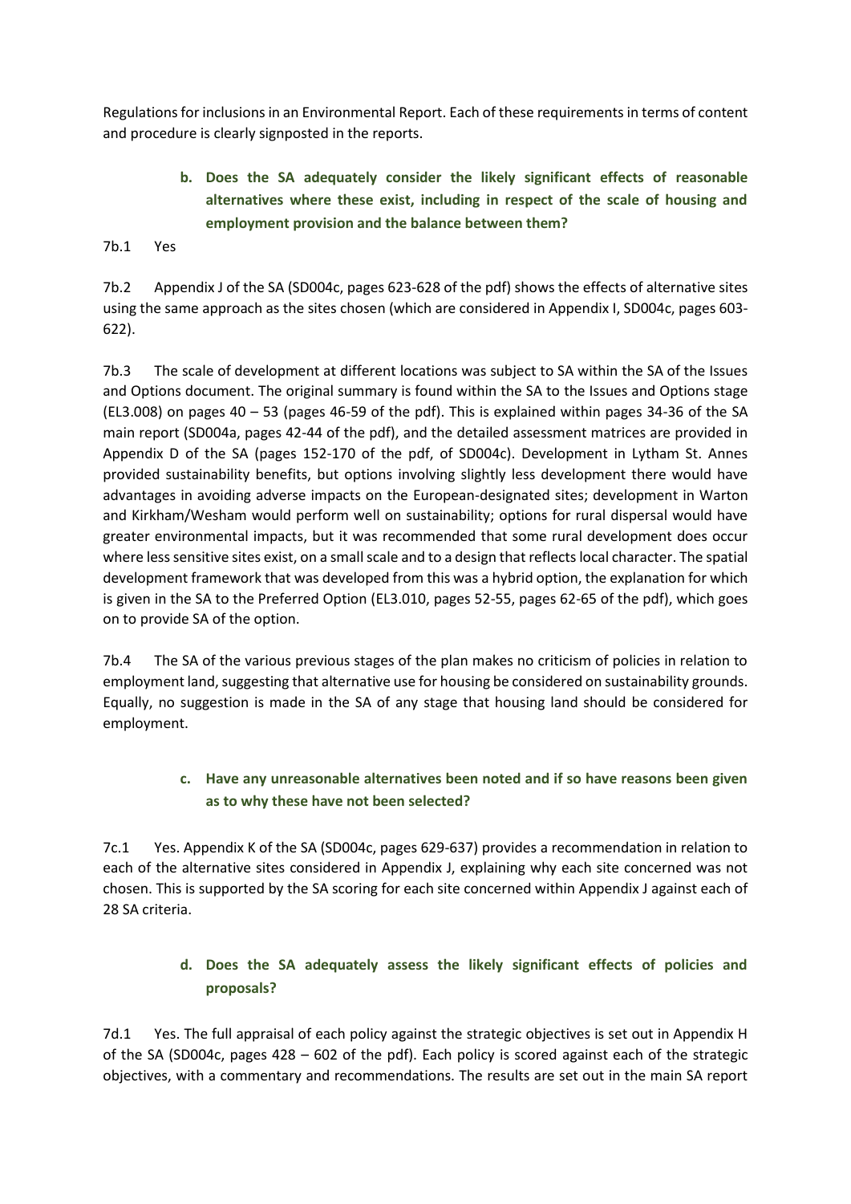Regulations for inclusions in an Environmental Report. Each of these requirements in terms of content and procedure is clearly signposted in the reports.

**b. Does the SA adequately consider the likely significant effects of reasonable alternatives where these exist, including in respect of the scale of housing and employment provision and the balance between them?**

7b.1 Yes

7b.2 Appendix J of the SA (SD004c, pages 623-628 of the pdf) shows the effects of alternative sites using the same approach as the sites chosen (which are considered in Appendix I, SD004c, pages 603-622).

7b.3 The scale of development at different locations was subject to SA within the SA of the Issues and Options document. The original summary is found within the SA to the Issues and Options stage (EL3.008) on pages 40 – 53 (pages 46-59 of the pdf). This is explained within pages 34-36 of the SA main report (SD004a, pages 42-44 of the pdf), and the detailed assessment matrices are provided in Appendix D of the SA (pages 152-170 of the pdf, of SD004c). Development in Lytham St. Annes provided sustainability benefits, but options involving slightly less development there would have advantages in avoiding adverse impacts on the European-designated sites; development in Warton and Kirkham/Wesham would perform well on sustainability; options for rural dispersal would have greater environmental impacts, but it was recommended that some rural development does occur where less sensitive sites exist, on a small scale and to a design that reflects local character. The spatial development framework that was developed from this was a hybrid option, the explanation for which is given in the SA to the Preferred Option (EL3.010, pages 52-55, pages 62-65 of the pdf), which goes on to provide SA of the option.

7b.4 The SA of the various previous stages of the plan makes no criticism of policies in relation to employment land, suggesting that alternative use for housing be considered on sustainability grounds. Equally, no suggestion is made in the SA of any stage that housing land should be considered for employment.

**c. Have any unreasonable alternatives been noted and if so have reasons been given as to why these have not been selected?**

7c.1 Yes. Appendix K of the SA (SD004c, pages 629-637) provides a recommendation in relation to each of the alternative sites considered in Appendix J, explaining why each site concerned was not chosen. This is supported by the SA scoring for each site concerned within Appendix J against each of 28 SA criteria.

**d. Does the SA adequately assess the likely significant effects of policies and proposals?**

7d.1 Yes. The full appraisal of each policy against the strategic objectives is set out in Appendix H of the SA (SD004c, pages 428 – 602 of the pdf). Each policy is scored against each of the strategic objectives, with a commentary and recommendations. The results are set out in the main SA report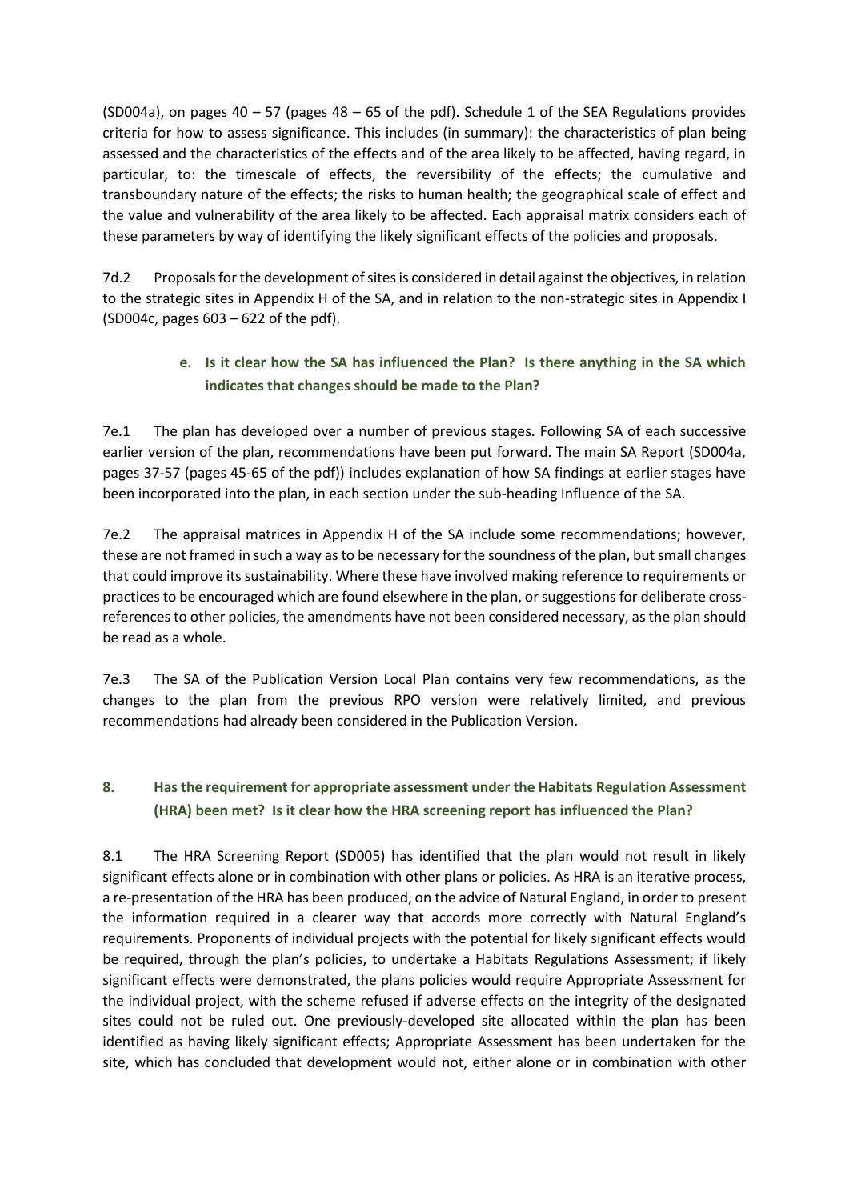(SD004a), on pages 40 – 57 (pages 48 – 65 of the pdf). Schedule 1 of the SEA Regulations provides criteria for how to assess significance. This includes (in summary): the characteristics of plan being assessed and the characteristics of the effects and of the area likely to be affected, having regard, in particular, to: the timescale of effects, the reversibility of the effects; the cumulative and transboundary nature of the effects; the risks to human health; the geographical scale of effect and the value and vulnerability of the area likely to be affected. Each appraisal matrix considers each of these parameters by way of identifying the likely significant effects of the policies and proposals.

7d.2 Proposals for the development of sites is considered in detail against the objectives, in relation to the strategic sites in Appendix H of the SA, and in relation to the non-strategic sites in Appendix I (SD004c, pages 603 – 622 of the pdf).

### e. Is it clear how the SA has influenced the Plan? Is there anything in the SA which indicates that changes should be made to the Plan?

7e.1 The plan has developed over a number of previous stages. Following SA of each successive earlier version of the plan, recommendations have been put forward. The main SA Report (SD004a, pages 37-57 (pages 45-65 of the pdf)) includes explanation of how SA findings at earlier stages have been incorporated into the plan, in each section under the sub-heading Influence of the SA.

7e.2 The appraisal matrices in Appendix H of the SA include some recommendations; however, these are not framed in such a way as to be necessary for the soundness of the plan, but small changes that could improve its sustainability. Where these have involved making reference to requirements or practices to be encouraged which are found elsewhere in the plan, or suggestions for deliberate cross-references to other policies, the amendments have not been considered necessary, as the plan should be read as a whole.

7e.3 The SA of the Publication Version Local Plan contains very few recommendations, as the changes to the plan from the previous RPO version were relatively limited, and previous recommendations had already been considered in the Publication Version.

## 8. Has the requirement for appropriate assessment under the Habitats Regulation Assessment (HRA) been met? Is it clear how the HRA screening report has influenced the Plan?

8.1 The HRA Screening Report (SD005) has identified that the plan would not result in likely significant effects alone or in combination with other plans or policies. As HRA is an iterative process, a re-presentation of the HRA has been produced, on the advice of Natural England, in order to present the information required in a clearer way that accords more correctly with Natural England's requirements. Proponents of individual projects with the potential for likely significant effects would be required, through the plan's policies, to undertake a Habitats Regulations Assessment; if likely significant effects were demonstrated, the plans policies would require Appropriate Assessment for the individual project, with the scheme refused if adverse effects on the integrity of the designated sites could not be ruled out. One previously-developed site allocated within the plan has been identified as having likely significant effects; Appropriate Assessment has been undertaken for the site, which has concluded that development would not, either alone or in combination with other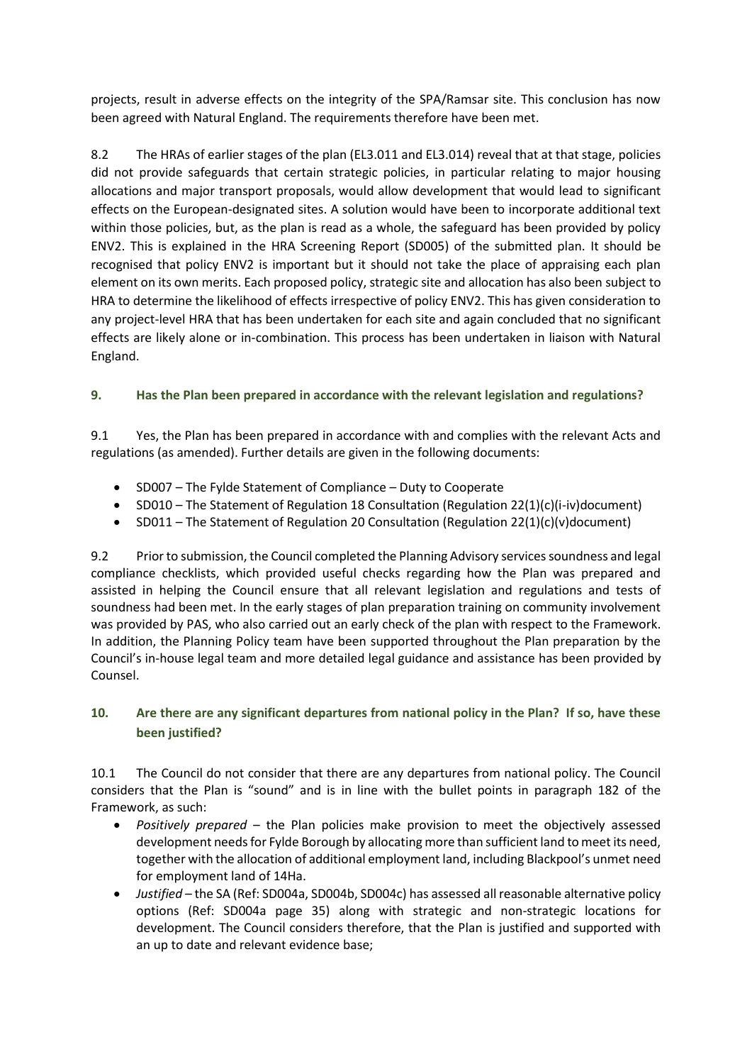projects, result in adverse effects on the integrity of the SPA/Ramsar site. This conclusion has now been agreed with Natural England. The requirements therefore have been met.

8.2 The HRAs of earlier stages of the plan (EL3.011 and EL3.014) reveal that at that stage, policies did not provide safeguards that certain strategic policies, in particular relating to major housing allocations and major transport proposals, would allow development that would lead to significant effects on the European-designated sites. A solution would have been to incorporate additional text within those policies, but, as the plan is read as a whole, the safeguard has been provided by policy ENV2. This is explained in the HRA Screening Report (SD005) of the submitted plan. It should be recognised that policy ENV2 is important but it should not take the place of appraising each plan element on its own merits. Each proposed policy, strategic site and allocation has also been subject to HRA to determine the likelihood of effects irrespective of policy ENV2. This has given consideration to any project-level HRA that has been undertaken for each site and again concluded that no significant effects are likely alone or in-combination. This process has been undertaken in liaison with Natural England.

### 9. Has the Plan been prepared in accordance with the relevant legislation and regulations?

9.1 Yes, the Plan has been prepared in accordance with and complies with the relevant Acts and regulations (as amended). Further details are given in the following documents:

- SD007 – The Fylde Statement of Compliance – Duty to Cooperate
- SD010 – The Statement of Regulation 18 Consultation (Regulation 22(1)(c)(i-iv)document)
- SD011 – The Statement of Regulation 20 Consultation (Regulation 22(1)(c)(v)document)

9.2 Prior to submission, the Council completed the Planning Advisory services soundness and legal compliance checklists, which provided useful checks regarding how the Plan was prepared and assisted in helping the Council ensure that all relevant legislation and regulations and tests of soundness had been met. In the early stages of plan preparation training on community involvement was provided by PAS, who also carried out an early check of the plan with respect to the Framework. In addition, the Planning Policy team have been supported throughout the Plan preparation by the Council's in-house legal team and more detailed legal guidance and assistance has been provided by Counsel.

### 10. Are there are any significant departures from national policy in the Plan? If so, have these been justified?

10.1 The Council do not consider that there are any departures from national policy. The Council considers that the Plan is "sound" and is in line with the bullet points in paragraph 182 of the Framework, as such:

- *Positively prepared* – the Plan policies make provision to meet the objectively assessed development needs for Fylde Borough by allocating more than sufficient land to meet its need, together with the allocation of additional employment land, including Blackpool's unmet need for employment land of 14Ha.
- *Justified* – the SA (Ref: SD004a, SD004b, SD004c) has assessed all reasonable alternative policy options (Ref: SD004a page 35) along with strategic and non-strategic locations for development. The Council considers therefore, that the Plan is justified and supported with an up to date and relevant evidence base;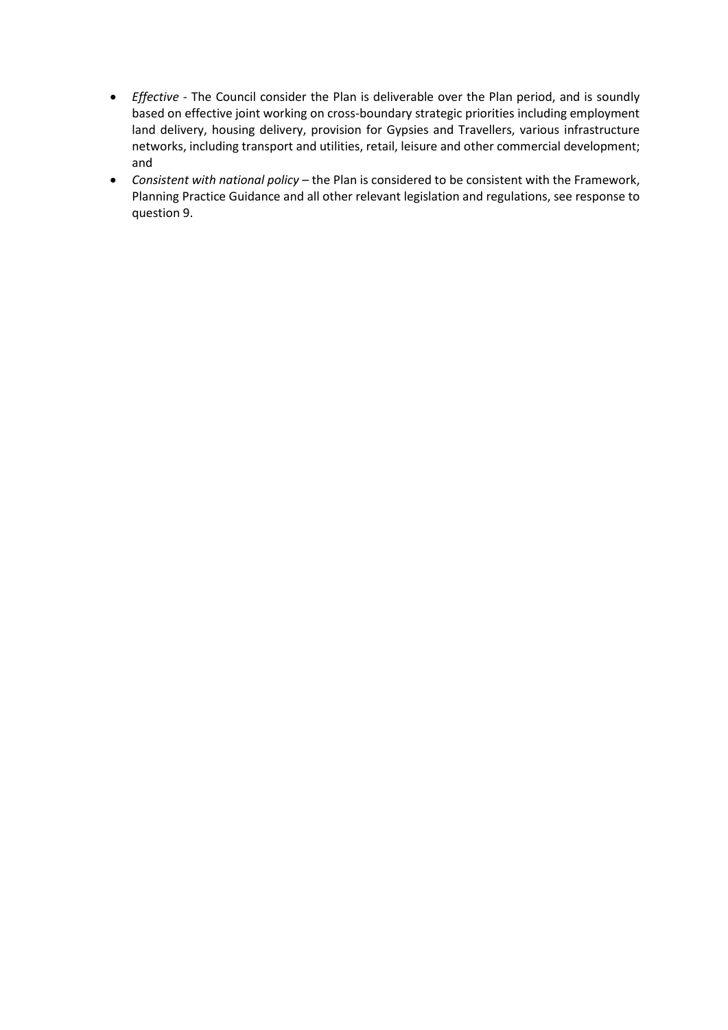- *Effective* - The Council consider the Plan is deliverable over the Plan period, and is soundly based on effective joint working on cross-boundary strategic priorities including employment land delivery, housing delivery, provision for Gypsies and Travellers, various infrastructure networks, including transport and utilities, retail, leisure and other commercial development; and
- *Consistent with national policy* – the Plan is considered to be consistent with the Framework, Planning Practice Guidance and all other relevant legislation and regulations, see response to question 9.